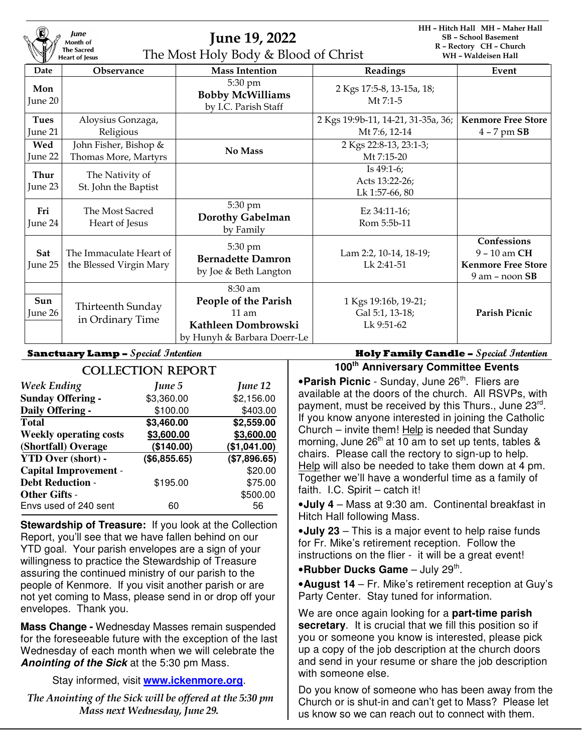June Month of The Sacred Heart of Jesus

# June 19, 2022

## The Most Holy Body & Blood of Christ

HH – Hitch Hall MH – Maher Hall
SB – School Basement
R – Rectory CH – Church
WH – Waldeisen Hall

| Date | Observance | Mass Intention | Readings | Event |
|---|---|---|---|---|
| Mon June 20 | | 5:30 pm **Bobby McWilliams** by I.C. Parish Staff | 2 Kgs 17:5-8, 13-15a, 18; Mt 7:1-5 | |
| Tues June 21 | Aloysius Gonzaga, Religious | | 2 Kgs 19:9b-11, 14-21, 31-35a, 36; Mt 7:6, 12-14 | **Kenmore Free Store** 4 – 7 pm **SB** |
| Wed June 22 | John Fisher, Bishop & Thomas More, Martyrs | **No Mass** | 2 Kgs 22:8-13, 23:1-3; Mt 7:15-20 | |
| Thur June 23 | The Nativity of St. John the Baptist | | Is 49:1-6; Acts 13:22-26; Lk 1:57-66, 80 | |
| Fri June 24 | The Most Sacred Heart of Jesus | 5:30 pm **Dorothy Gabelman** by Family | Ez 34:11-16; Rom 5:5b-11 | |
| Sat June 25 | The Immaculate Heart of the Blessed Virgin Mary | 5:30 pm **Bernadette Damron** by Joe & Beth Langton | Lam 2:2, 10-14, 18-19; Lk 2:41-51 | **Confessions** 9 – 10 am **CH** **Kenmore Free Store** 9 am – noon **SB** |
| Sun June 26 | Thirteenth Sunday in Ordinary Time | 8:30 am **People of the Parish** 11 am **Kathleen Dombrowski** by Hunyh & Barbara Doerr-Le | 1 Kgs 19:16b, 19-21; Gal 5:1, 13-18; Lk 9:51-62 | **Parish Picnic** |

**Sanctuary Lamp –** *Special Intention*

**Holy Family Candle –** *Special Intention*

## COLLECTION REPORT

| *Week Ending* | *June 5* | *June 12* |
|---|---|---|
| **Sunday Offering -** | $3,360.00 | $2,156.00 |
| **Daily Offering -** | $100.00 | $403.00 |
| **Total** | **$3,460.00** | **$2,559.00** |
| **Weekly operating costs** | **$3,600.00** | **$3,600.00** |
| **(Shortfall) Overage** | **($140.00)** | **($1,041.00)** |
| **YTD Over (short) -** | **($6,855.65)** | **($7,896.65)** |
| **Capital Improvement** - | | $20.00 |
| **Debt Reduction** - | $195.00 | $75.00 |
| **Other Gifts** - | | $500.00 |
| Envs used of 240 sent | 60 | 56 |

**Stewardship of Treasure:** If you look at the Collection Report, you'll see that we have fallen behind on our YTD goal. Your parish envelopes are a sign of your willingness to practice the Stewardship of Treasure assuring the continued ministry of our parish to the people of Kenmore. If you visit another parish or are not yet coming to Mass, please send in or drop off your envelopes. Thank you.

**Mass Change -** Wednesday Masses remain suspended for the foreseeable future with the exception of the last Wednesday of each month when we will celebrate the ***Anointing of the Sick*** at the 5:30 pm Mass.

Stay informed, visit **www.ickenmore.org**.

*The Anointing of the Sick will be offered at the 5:30 pm Mass next Wednesday, June 29.*

### 100th Anniversary Committee Events

- **Parish Picnic** - Sunday, June 26th. Fliers are available at the doors of the church. All RSVPs, with payment, must be received by this Thurs., June 23rd. If you know anyone interested in joining the Catholic Church – invite them! Help is needed that Sunday morning, June 26th at 10 am to set up tents, tables & chairs. Please call the rectory to sign-up to help. Help will also be needed to take them down at 4 pm. Together we'll have a wonderful time as a family of faith. I.C. Spirit – catch it!
- **July 4** – Mass at 9:30 am. Continental breakfast in Hitch Hall following Mass.
- **July 23** – This is a major event to help raise funds for Fr. Mike's retirement reception. Follow the instructions on the flier - it will be a great event!
- **Rubber Ducks Game** – July 29th.
- **August 14** – Fr. Mike's retirement reception at Guy's Party Center. Stay tuned for information.

We are once again looking for a **part-time parish secretary**. It is crucial that we fill this position so if you or someone you know is interested, please pick up a copy of the job description at the church doors and send in your resume or share the job description with someone else.

Do you know of someone who has been away from the Church or is shut-in and can't get to Mass? Please let us know so we can reach out to connect with them.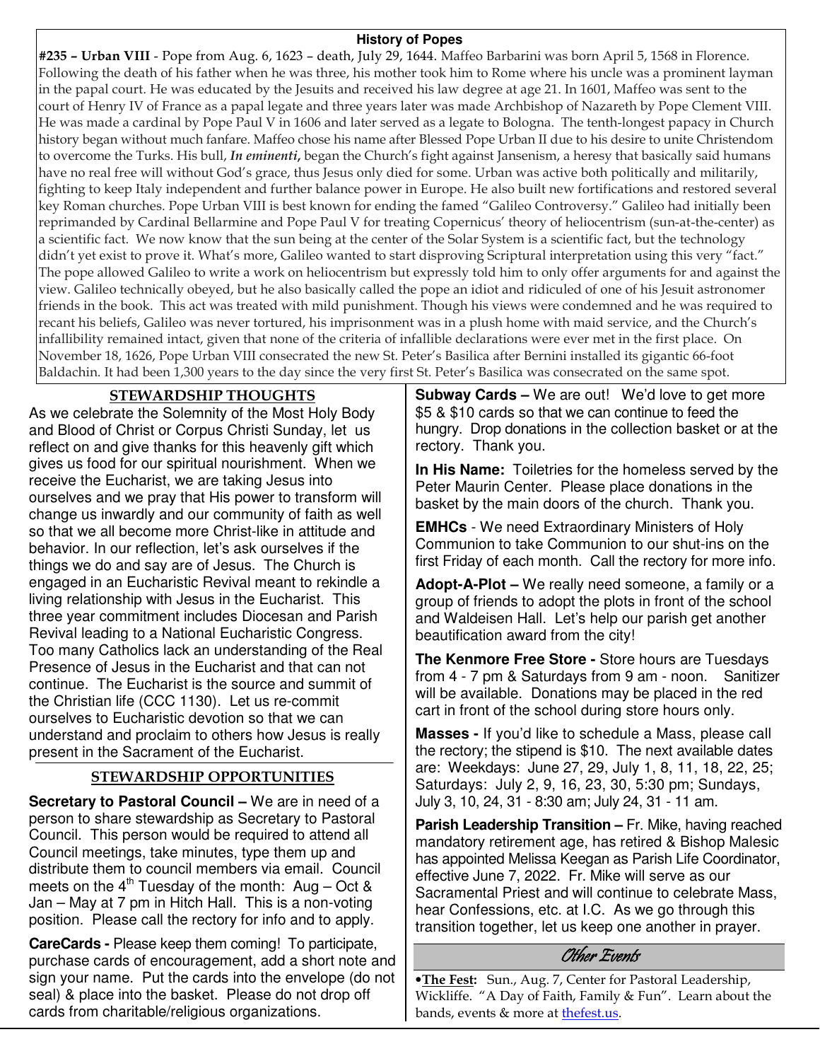## History of Popes

**#235 – Urban VIII** - Pope from Aug. 6, 1623 – death, July 29, 1644. Maffeo Barbarini was born April 5, 1568 in Florence. Following the death of his father when he was three, his mother took him to Rome where his uncle was a prominent layman in the papal court. He was educated by the Jesuits and received his law degree at age 21. In 1601, Maffeo was sent to the court of Henry IV of France as a papal legate and three years later was made Archbishop of Nazareth by Pope Clement VIII. He was made a cardinal by Pope Paul V in 1606 and later served as a legate to Bologna. The tenth-longest papacy in Church history began without much fanfare. Maffeo chose his name after Blessed Pope Urban II due to his desire to unite Christendom to overcome the Turks. His bull, ***In eminenti*****,** began the Church's fight against Jansenism, a heresy that basically said humans have no real free will without God's grace, thus Jesus only died for some. Urban was active both politically and militarily, fighting to keep Italy independent and further balance power in Europe. He also built new fortifications and restored several key Roman churches. Pope Urban VIII is best known for ending the famed "Galileo Controversy." Galileo had initially been reprimanded by Cardinal Bellarmine and Pope Paul V for treating Copernicus' theory of heliocentrism (sun-at-the-center) as a scientific fact. We now know that the sun being at the center of the Solar System is a scientific fact, but the technology didn't yet exist to prove it. What's more, Galileo wanted to start disproving Scriptural interpretation using this very "fact." The pope allowed Galileo to write a work on heliocentrism but expressly told him to only offer arguments for and against the view. Galileo technically obeyed, but he also basically called the pope an idiot and ridiculed of one of his Jesuit astronomer friends in the book. This act was treated with mild punishment. Though his views were condemned and he was required to recant his beliefs, Galileo was never tortured, his imprisonment was in a plush home with maid service, and the Church's infallibility remained intact, given that none of the criteria of infallible declarations were ever met in the first place. On November 18, 1626, Pope Urban VIII consecrated the new St. Peter's Basilica after Bernini installed its gigantic 66-foot Baldachin. It had been 1,300 years to the day since the very first St. Peter's Basilica was consecrated on the same spot.

## STEWARDSHIP THOUGHTS

As we celebrate the Solemnity of the Most Holy Body and Blood of Christ or Corpus Christi Sunday, let us reflect on and give thanks for this heavenly gift which gives us food for our spiritual nourishment. When we receive the Eucharist, we are taking Jesus into ourselves and we pray that His power to transform will change us inwardly and our community of faith as well so that we all become more Christ-like in attitude and behavior. In our reflection, let's ask ourselves if the things we do and say are of Jesus. The Church is engaged in an Eucharistic Revival meant to rekindle a living relationship with Jesus in the Eucharist. This three year commitment includes Diocesan and Parish Revival leading to a National Eucharistic Congress. Too many Catholics lack an understanding of the Real Presence of Jesus in the Eucharist and that can not continue. The Eucharist is the source and summit of the Christian life (CCC 1130). Let us re-commit ourselves to Eucharistic devotion so that we can understand and proclaim to others how Jesus is really present in the Sacrament of the Eucharist.

## STEWARDSHIP OPPORTUNITIES

**Secretary to Pastoral Council –** We are in need of a person to share stewardship as Secretary to Pastoral Council. This person would be required to attend all Council meetings, take minutes, type them up and distribute them to council members via email. Council meets on the 4th Tuesday of the month: Aug – Oct & Jan – May at 7 pm in Hitch Hall. This is a non-voting position. Please call the rectory for info and to apply.

**CareCards -** Please keep them coming! To participate, purchase cards of encouragement, add a short note and sign your name. Put the cards into the envelope (do not seal) & place into the basket. Please do not drop off cards from charitable/religious organizations.

**Subway Cards –** We are out! We'd love to get more $5 & $10 cards so that we can continue to feed the hungry. Drop donations in the collection basket or at the rectory. Thank you.

**In His Name:** Toiletries for the homeless served by the Peter Maurin Center. Please place donations in the basket by the main doors of the church. Thank you.

**EMHCs** - We need Extraordinary Ministers of Holy Communion to take Communion to our shut-ins on the first Friday of each month. Call the rectory for more info.

**Adopt-A-Plot –** We really need someone, a family or a group of friends to adopt the plots in front of the school and Waldeisen Hall. Let's help our parish get another beautification award from the city!

**The Kenmore Free Store -** Store hours are Tuesdays from 4 - 7 pm & Saturdays from 9 am - noon. Sanitizer will be available. Donations may be placed in the red cart in front of the school during store hours only.

**Masses -** If you'd like to schedule a Mass, please call the rectory; the stipend is $10. The next available dates are: Weekdays: June 27, 29, July 1, 8, 11, 18, 22, 25; Saturdays: July 2, 9, 16, 23, 30, 5:30 pm; Sundays, July 3, 10, 24, 31 - 8:30 am; July 24, 31 - 11 am.

**Parish Leadership Transition –** Fr. Mike, having reached mandatory retirement age, has retired & Bishop Malesic has appointed Melissa Keegan as Parish Life Coordinator, effective June 7, 2022. Fr. Mike will serve as our Sacramental Priest and will continue to celebrate Mass, hear Confessions, etc. at I.C. As we go through this transition together, let us keep one another in prayer.

## Other Events

- **The Fest:** Sun., Aug. 7, Center for Pastoral Leadership, Wickliffe. "A Day of Faith, Family & Fun". Learn about the bands, events & more at thefest.us.